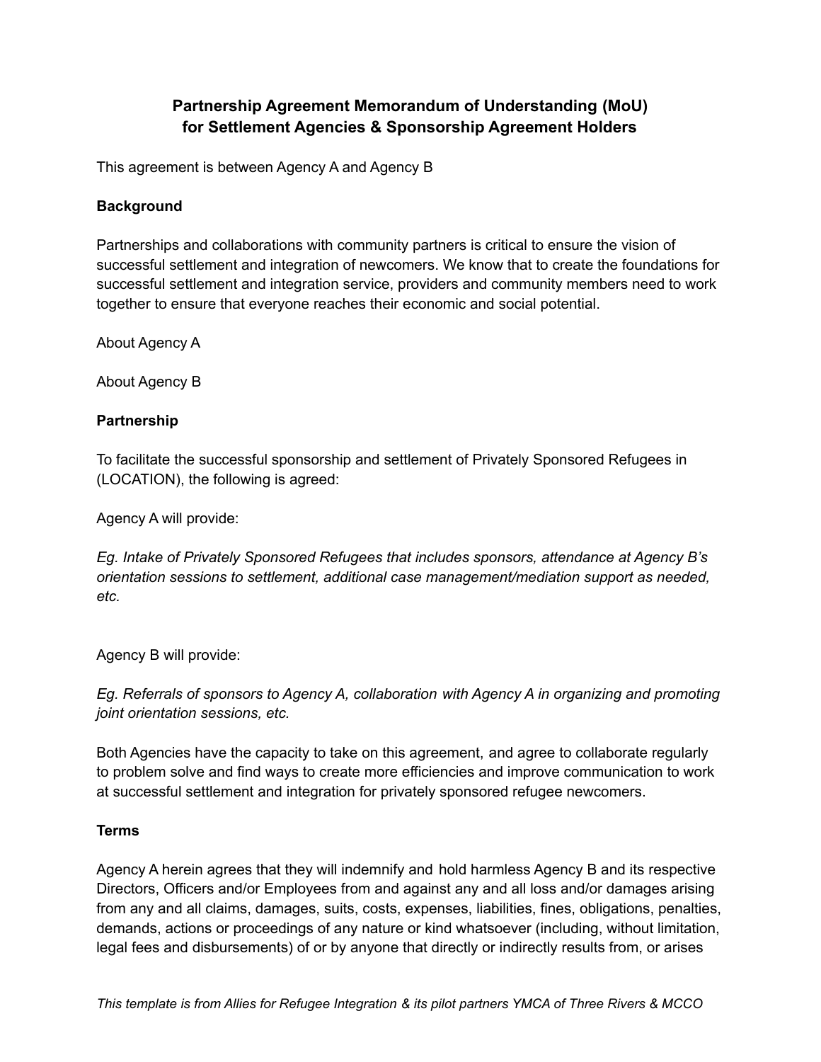# Partnership Agreement Memorandum of Understanding (MoU) for Settlement Agencies & Sponsorship Agreement Holders

This agreement is between Agency A and Agency B

## Background

Partnerships and collaborations with community partners is critical to ensure the vision of successful settlement and integration of newcomers. We know that to create the foundations for successful settlement and integration service, providers and community members need to work together to ensure that everyone reaches their economic and social potential.

About Agency A

About Agency B

## Partnership

To facilitate the successful sponsorship and settlement of Privately Sponsored Refugees in (LOCATION), the following is agreed:

Agency A will provide:

*Eg. Intake of Privately Sponsored Refugees that includes sponsors, attendance at Agency B's orientation sessions to settlement, additional case management/mediation support as needed, etc.*

Agency B will provide:

*Eg. Referrals of sponsors to Agency A, collaboration with Agency A in organizing and promoting joint orientation sessions, etc.*

Both Agencies have the capacity to take on this agreement, and agree to collaborate regularly to problem solve and find ways to create more efficiencies and improve communication to work at successful settlement and integration for privately sponsored refugee newcomers.

## Terms

Agency A herein agrees that they will indemnify and hold harmless Agency B and its respective Directors, Officers and/or Employees from and against any and all loss and/or damages arising from any and all claims, damages, suits, costs, expenses, liabilities, fines, obligations, penalties, demands, actions or proceedings of any nature or kind whatsoever (including, without limitation, legal fees and disbursements) of or by anyone that directly or indirectly results from, or arises

*This template is from Allies for Refugee Integration & its pilot partners YMCA of Three Rivers & MCCO*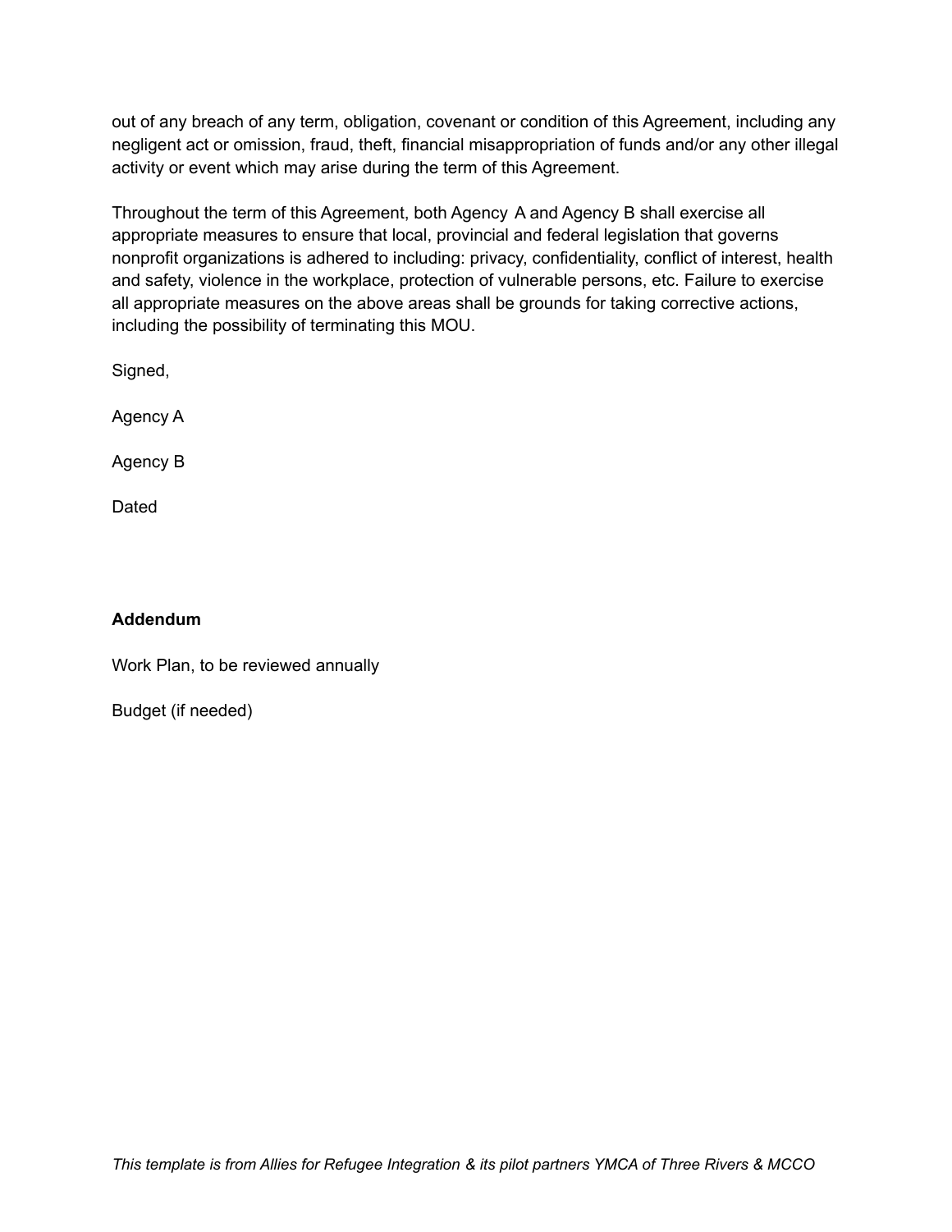out of any breach of any term, obligation, covenant or condition of this Agreement, including any negligent act or omission, fraud, theft, financial misappropriation of funds and/or any other illegal activity or event which may arise during the term of this Agreement.

Throughout the term of this Agreement, both Agency A and Agency B shall exercise all appropriate measures to ensure that local, provincial and federal legislation that governs nonprofit organizations is adhered to including: privacy, confidentiality, conflict of interest, health and safety, violence in the workplace, protection of vulnerable persons, etc. Failure to exercise all appropriate measures on the above areas shall be grounds for taking corrective actions, including the possibility of terminating this MOU.

Signed,

Agency A

Agency B

Dated

**Addendum**

Work Plan, to be reviewed annually

Budget (if needed)

*This template is from Allies for Refugee Integration & its pilot partners YMCA of Three Rivers & MCCO*